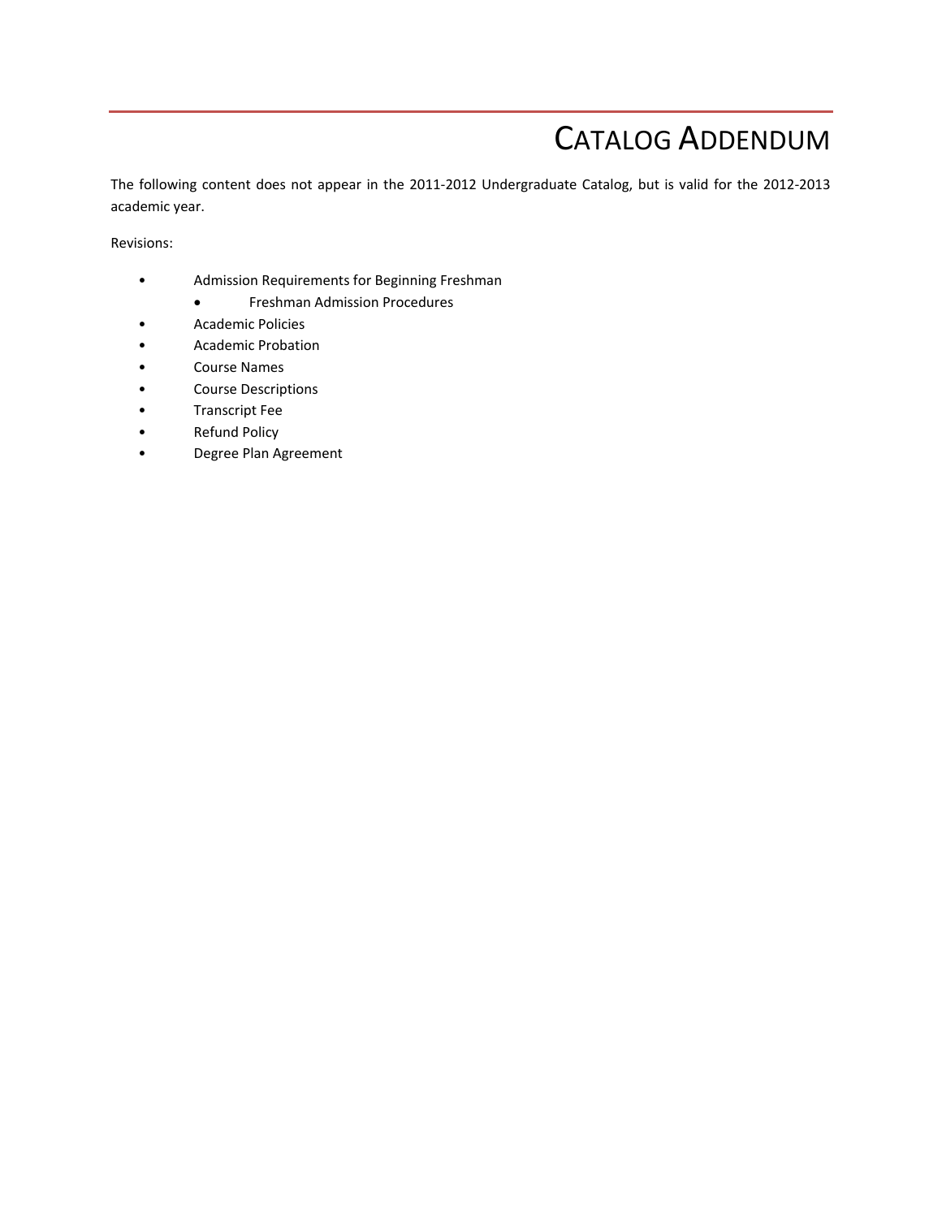# CATALOG ADDENDUM

The following content does not appear in the 2011-2012 Undergraduate Catalog, but is valid for the 2012-2013 academic year.

Revisions:

- Admission Requirements for Beginning Freshman
  - Freshman Admission Procedures
- Academic Policies
- Academic Probation
- Course Names
- Course Descriptions
- Transcript Fee
- Refund Policy
- Degree Plan Agreement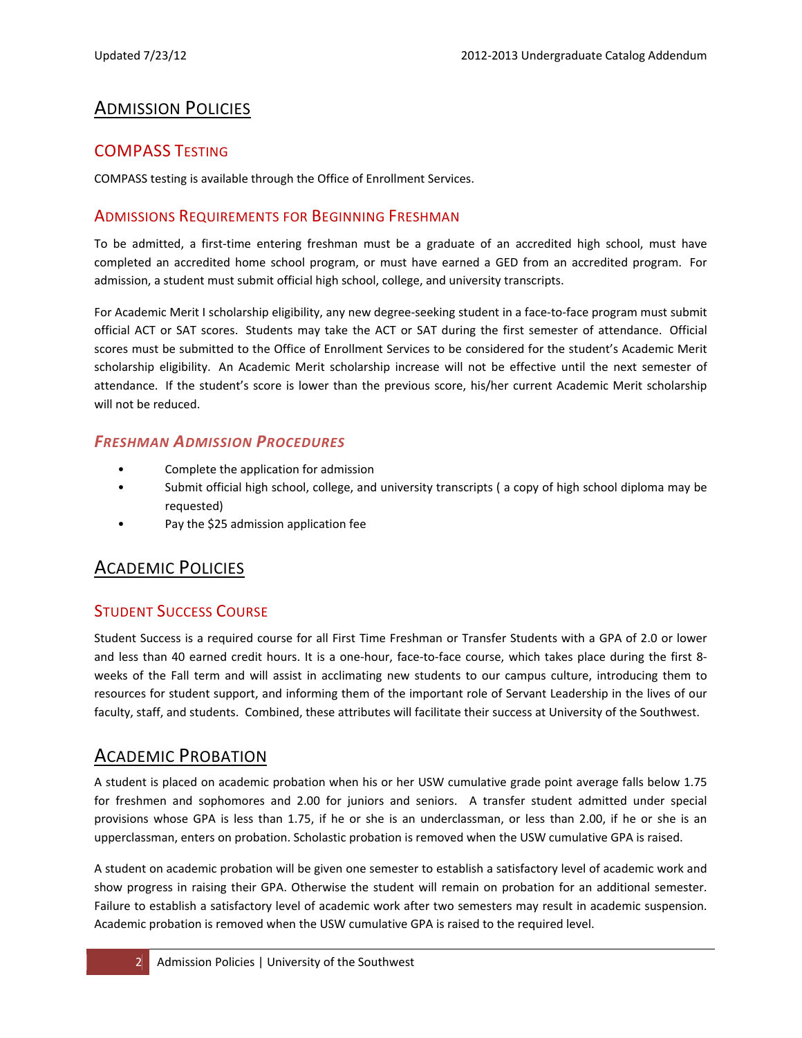# Admission Policies

## COMPASS Testing

COMPASS testing is available through the Office of Enrollment Services.

### Admissions Requirements for Beginning Freshman

To be admitted, a first-time entering freshman must be a graduate of an accredited high school, must have completed an accredited home school program, or must have earned a GED from an accredited program. For admission, a student must submit official high school, college, and university transcripts.

For Academic Merit I scholarship eligibility, any new degree-seeking student in a face-to-face program must submit official ACT or SAT scores. Students may take the ACT or SAT during the first semester of attendance. Official scores must be submitted to the Office of Enrollment Services to be considered for the student's Academic Merit scholarship eligibility. An Academic Merit scholarship increase will not be effective until the next semester of attendance. If the student's score is lower than the previous score, his/her current Academic Merit scholarship will not be reduced.

#### *Freshman Admission Procedures*

- Complete the application for admission
- Submit official high school, college, and university transcripts ( a copy of high school diploma may be requested)
- Pay the $25 admission application fee

# Academic Policies

## Student Success Course

Student Success is a required course for all First Time Freshman or Transfer Students with a GPA of 2.0 or lower and less than 40 earned credit hours. It is a one-hour, face-to-face course, which takes place during the first 8-weeks of the Fall term and will assist in acclimating new students to our campus culture, introducing them to resources for student support, and informing them of the important role of Servant Leadership in the lives of our faculty, staff, and students. Combined, these attributes will facilitate their success at University of the Southwest.

# Academic Probation

A student is placed on academic probation when his or her USW cumulative grade point average falls below 1.75 for freshmen and sophomores and 2.00 for juniors and seniors. A transfer student admitted under special provisions whose GPA is less than 1.75, if he or she is an underclassman, or less than 2.00, if he or she is an upperclassman, enters on probation. Scholastic probation is removed when the USW cumulative GPA is raised.

A student on academic probation will be given one semester to establish a satisfactory level of academic work and show progress in raising their GPA. Otherwise the student will remain on probation for an additional semester. Failure to establish a satisfactory level of academic work after two semesters may result in academic suspension. Academic probation is removed when the USW cumulative GPA is raised to the required level.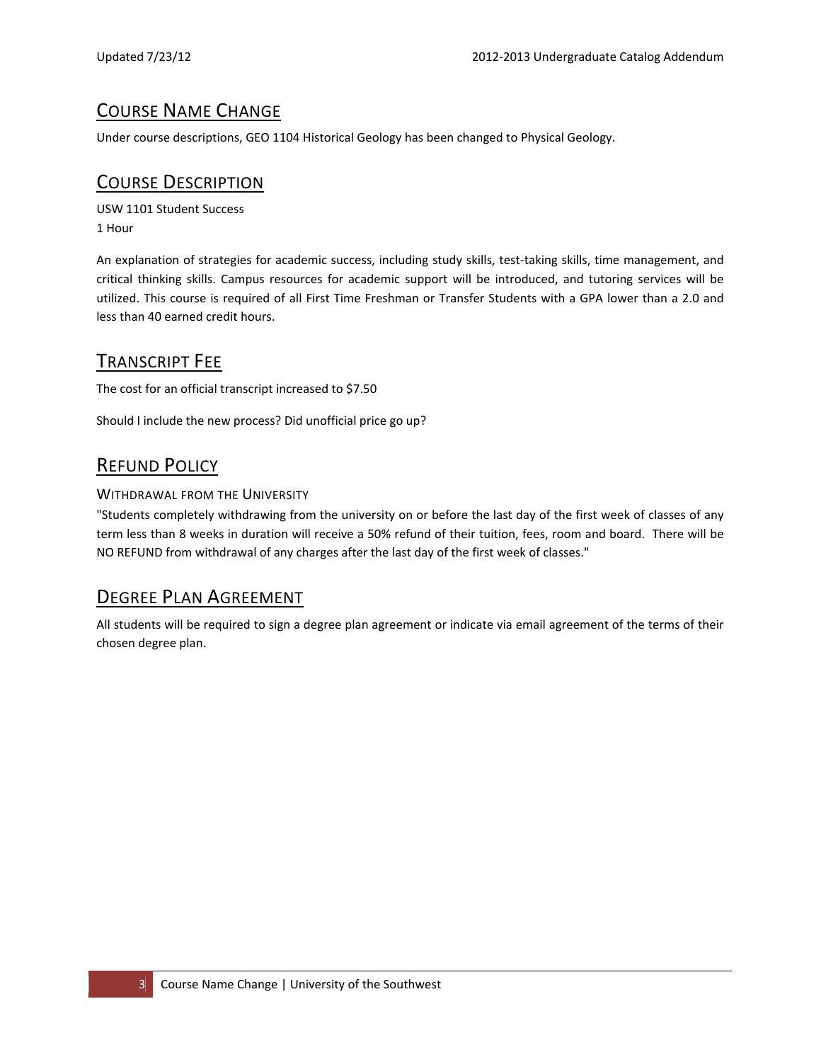## COURSE NAME CHANGE

Under course descriptions, GEO 1104 Historical Geology has been changed to Physical Geology.

## COURSE DESCRIPTION

USW 1101 Student Success
1 Hour

An explanation of strategies for academic success, including study skills, test-taking skills, time management, and critical thinking skills. Campus resources for academic support will be introduced, and tutoring services will be utilized. This course is required of all First Time Freshman or Transfer Students with a GPA lower than a 2.0 and less than 40 earned credit hours.

## TRANSCRIPT FEE

The cost for an official transcript increased to $7.50

Should I include the new process? Did unofficial price go up?

## REFUND POLICY

### WITHDRAWAL FROM THE UNIVERSITY

"Students completely withdrawing from the university on or before the last day of the first week of classes of any term less than 8 weeks in duration will receive a 50% refund of their tuition, fees, room and board. There will be NO REFUND from withdrawal of any charges after the last day of the first week of classes."

## DEGREE PLAN AGREEMENT

All students will be required to sign a degree plan agreement or indicate via email agreement of the terms of their chosen degree plan.